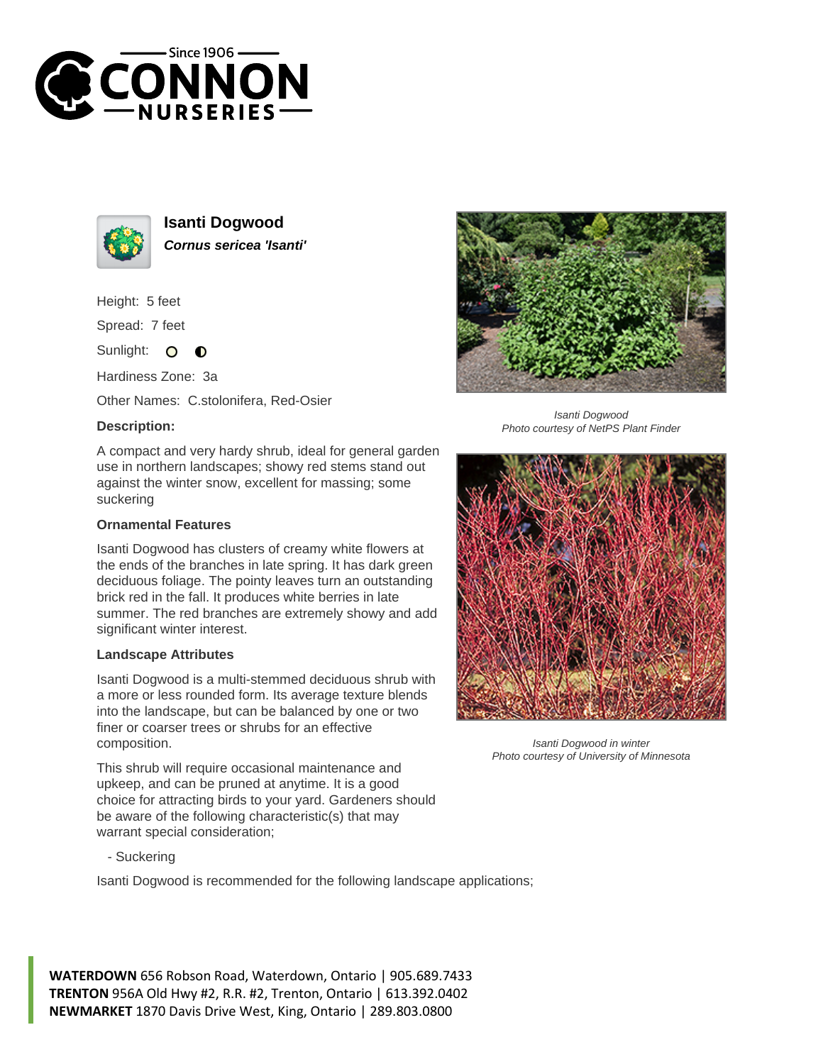Since 1906

CONNON NURSERIES

# Isanti Dogwood

***Cornus sericea 'Isanti'***

Height: 5 feet

Spread: 7 feet

Sunlight: ○ ◐

Hardiness Zone: 3a

Other Names: C.stolonifera, Red-Osier

### Description:

A compact and very hardy shrub, ideal for general garden use in northern landscapes; showy red stems stand out against the winter snow, excellent for massing; some suckering

### Ornamental Features

Isanti Dogwood has clusters of creamy white flowers at the ends of the branches in late spring. It has dark green deciduous foliage. The pointy leaves turn an outstanding brick red in the fall. It produces white berries in late summer. The red branches are extremely showy and add significant winter interest.

### Landscape Attributes

Isanti Dogwood is a multi-stemmed deciduous shrub with a more or less rounded form. Its average texture blends into the landscape, but can be balanced by one or two finer or coarser trees or shrubs for an effective composition.

This shrub will require occasional maintenance and upkeep, and can be pruned at anytime. It is a good choice for attracting birds to your yard. Gardeners should be aware of the following characteristic(s) that may warrant special consideration;

- Suckering

Isanti Dogwood is recommended for the following landscape applications;

*Isanti Dogwood*
*Photo courtesy of NetPS Plant Finder*

*Isanti Dogwood in winter*
*Photo courtesy of University of Minnesota*

**WATERDOWN** 656 Robson Road, Waterdown, Ontario | 905.689.7433
**TRENTON** 956A Old Hwy #2, R.R. #2, Trenton, Ontario | 613.392.0402
**NEWMARKET** 1870 Davis Drive West, King, Ontario | 289.803.0800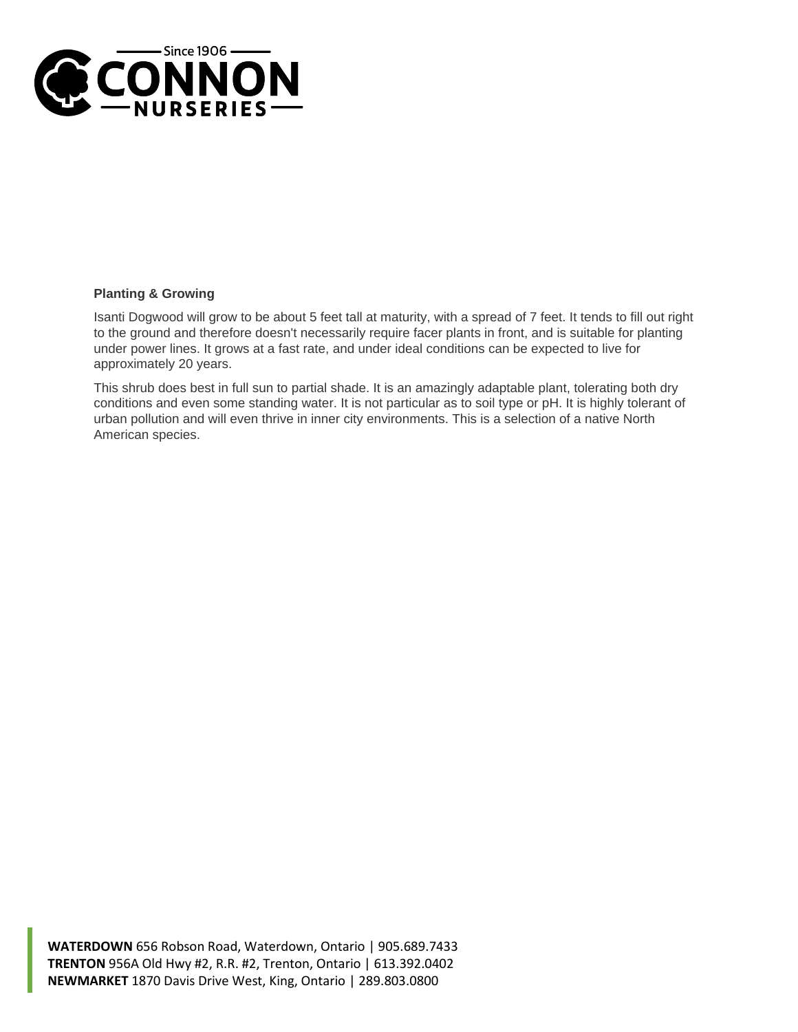### Planting & Growing

Isanti Dogwood will grow to be about 5 feet tall at maturity, with a spread of 7 feet. It tends to fill out right to the ground and therefore doesn't necessarily require facer plants in front, and is suitable for planting under power lines. It grows at a fast rate, and under ideal conditions can be expected to live for approximately 20 years.

This shrub does best in full sun to partial shade. It is an amazingly adaptable plant, tolerating both dry conditions and even some standing water. It is not particular as to soil type or pH. It is highly tolerant of urban pollution and will even thrive in inner city environments. This is a selection of a native North American species.

**WATERDOWN** 656 Robson Road, Waterdown, Ontario | 905.689.7433
**TRENTON** 956A Old Hwy #2, R.R. #2, Trenton, Ontario | 613.392.0402
**NEWMARKET** 1870 Davis Drive West, King, Ontario | 289.803.0800